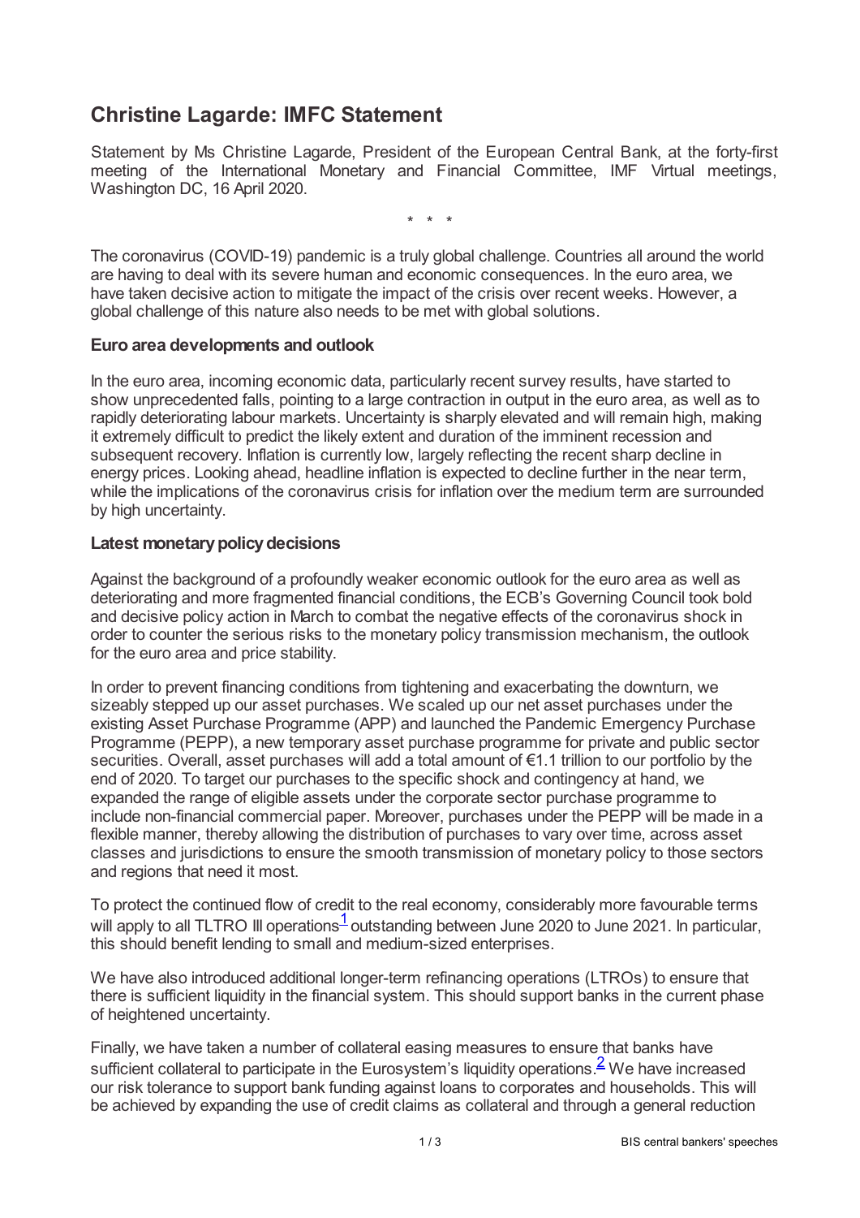# Christine Lagarde: IMFC Statement

Statement by Ms Christine Lagarde, President of the European Central Bank, at the forty-first meeting of the International Monetary and Financial Committee, IMF Virtual meetings, Washington DC, 16 April 2020.

\* \* \*

The coronavirus (COVID-19) pandemic is a truly global challenge. Countries all around the world are having to deal with its severe human and economic consequences. In the euro area, we have taken decisive action to mitigate the impact of the crisis over recent weeks. However, a global challenge of this nature also needs to be met with global solutions.

### Euro area developments and outlook

In the euro area, incoming economic data, particularly recent survey results, have started to show unprecedented falls, pointing to a large contraction in output in the euro area, as well as to rapidly deteriorating labour markets. Uncertainty is sharply elevated and will remain high, making it extremely difficult to predict the likely extent and duration of the imminent recession and subsequent recovery. Inflation is currently low, largely reflecting the recent sharp decline in energy prices. Looking ahead, headline inflation is expected to decline further in the near term, while the implications of the coronavirus crisis for inflation over the medium term are surrounded by high uncertainty.

### Latest monetary policy decisions

Against the background of a profoundly weaker economic outlook for the euro area as well as deteriorating and more fragmented financial conditions, the ECB's Governing Council took bold and decisive policy action in March to combat the negative effects of the coronavirus shock in order to counter the serious risks to the monetary policy transmission mechanism, the outlook for the euro area and price stability.

In order to prevent financing conditions from tightening and exacerbating the downturn, we sizeably stepped up our asset purchases. We scaled up our net asset purchases under the existing Asset Purchase Programme (APP) and launched the Pandemic Emergency Purchase Programme (PEPP), a new temporary asset purchase programme for private and public sector securities. Overall, asset purchases will add a total amount of €1.1 trillion to our portfolio by the end of 2020. To target our purchases to the specific shock and contingency at hand, we expanded the range of eligible assets under the corporate sector purchase programme to include non-financial commercial paper. Moreover, purchases under the PEPP will be made in a flexible manner, thereby allowing the distribution of purchases to vary over time, across asset classes and jurisdictions to ensure the smooth transmission of monetary policy to those sectors and regions that need it most.

To protect the continued flow of credit to the real economy, considerably more favourable terms will apply to all TLTRO III operations[1] outstanding between June 2020 to June 2021. In particular, this should benefit lending to small and medium-sized enterprises.

We have also introduced additional longer-term refinancing operations (LTROs) to ensure that there is sufficient liquidity in the financial system. This should support banks in the current phase of heightened uncertainty.

Finally, we have taken a number of collateral easing measures to ensure that banks have sufficient collateral to participate in the Eurosystem's liquidity operations.[2] We have increased our risk tolerance to support bank funding against loans to corporates and households. This will be achieved by expanding the use of credit claims as collateral and through a general reduction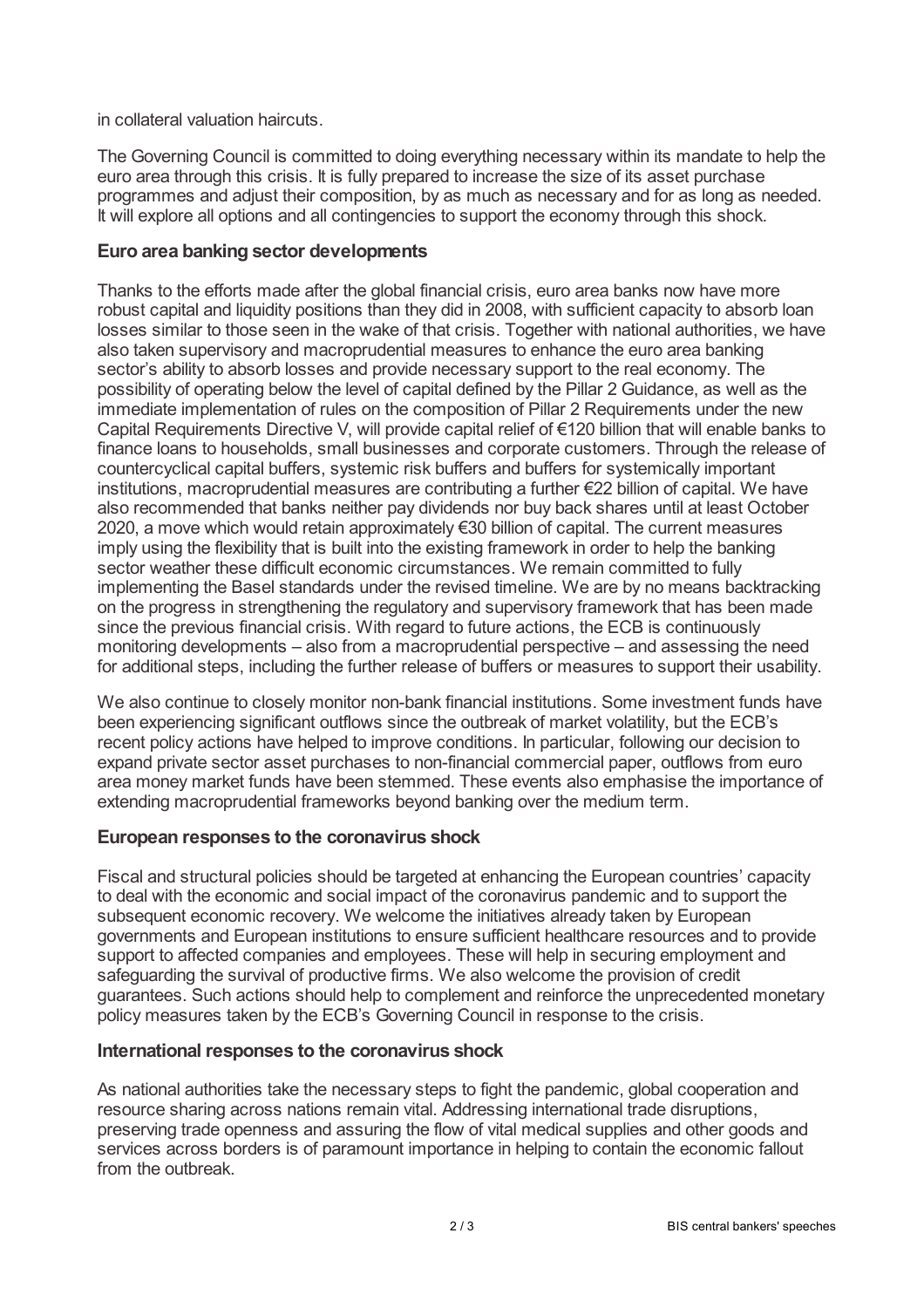in collateral valuation haircuts.

The Governing Council is committed to doing everything necessary within its mandate to help the euro area through this crisis. It is fully prepared to increase the size of its asset purchase programmes and adjust their composition, by as much as necessary and for as long as needed. It will explore all options and all contingencies to support the economy through this shock.

### Euro area banking sector developments

Thanks to the efforts made after the global financial crisis, euro area banks now have more robust capital and liquidity positions than they did in 2008, with sufficient capacity to absorb loan losses similar to those seen in the wake of that crisis. Together with national authorities, we have also taken supervisory and macroprudential measures to enhance the euro area banking sector's ability to absorb losses and provide necessary support to the real economy. The possibility of operating below the level of capital defined by the Pillar 2 Guidance, as well as the immediate implementation of rules on the composition of Pillar 2 Requirements under the new Capital Requirements Directive V, will provide capital relief of €120 billion that will enable banks to finance loans to households, small businesses and corporate customers. Through the release of countercyclical capital buffers, systemic risk buffers and buffers for systemically important institutions, macroprudential measures are contributing a further €22 billion of capital. We have also recommended that banks neither pay dividends nor buy back shares until at least October 2020, a move which would retain approximately €30 billion of capital. The current measures imply using the flexibility that is built into the existing framework in order to help the banking sector weather these difficult economic circumstances. We remain committed to fully implementing the Basel standards under the revised timeline. We are by no means backtracking on the progress in strengthening the regulatory and supervisory framework that has been made since the previous financial crisis. With regard to future actions, the ECB is continuously monitoring developments – also from a macroprudential perspective – and assessing the need for additional steps, including the further release of buffers or measures to support their usability.

We also continue to closely monitor non-bank financial institutions. Some investment funds have been experiencing significant outflows since the outbreak of market volatility, but the ECB's recent policy actions have helped to improve conditions. In particular, following our decision to expand private sector asset purchases to non-financial commercial paper, outflows from euro area money market funds have been stemmed. These events also emphasise the importance of extending macroprudential frameworks beyond banking over the medium term.

### European responses to the coronavirus shock

Fiscal and structural policies should be targeted at enhancing the European countries' capacity to deal with the economic and social impact of the coronavirus pandemic and to support the subsequent economic recovery. We welcome the initiatives already taken by European governments and European institutions to ensure sufficient healthcare resources and to provide support to affected companies and employees. These will help in securing employment and safeguarding the survival of productive firms. We also welcome the provision of credit guarantees. Such actions should help to complement and reinforce the unprecedented monetary policy measures taken by the ECB's Governing Council in response to the crisis.

### International responses to the coronavirus shock

As national authorities take the necessary steps to fight the pandemic, global cooperation and resource sharing across nations remain vital. Addressing international trade disruptions, preserving trade openness and assuring the flow of vital medical supplies and other goods and services across borders is of paramount importance in helping to contain the economic fallout from the outbreak.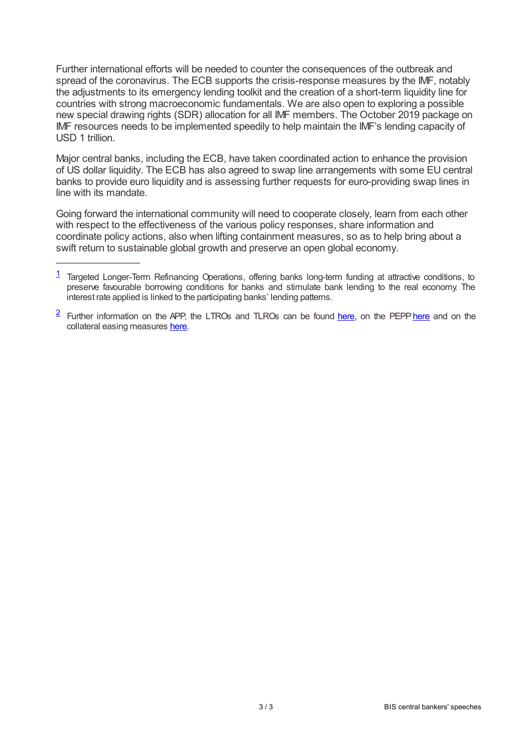Further international efforts will be needed to counter the consequences of the outbreak and spread of the coronavirus. The ECB supports the crisis-response measures by the IMF, notably the adjustments to its emergency lending toolkit and the creation of a short-term liquidity line for countries with strong macroeconomic fundamentals. We are also open to exploring a possible new special drawing rights (SDR) allocation for all IMF members. The October 2019 package on IMF resources needs to be implemented speedily to help maintain the IMF's lending capacity of USD 1 trillion.

Major central banks, including the ECB, have taken coordinated action to enhance the provision of US dollar liquidity. The ECB has also agreed to swap line arrangements with some EU central banks to provide euro liquidity and is assessing further requests for euro-providing swap lines in line with its mandate.

Going forward the international community will need to cooperate closely, learn from each other with respect to the effectiveness of the various policy responses, share information and coordinate policy actions, also when lifting containment measures, so as to help bring about a swift return to sustainable global growth and preserve an open global economy.

---

[1] Targeted Longer-Term Refinancing Operations, offering banks long-term funding at attractive conditions, to preserve favourable borrowing conditions for banks and stimulate bank lending to the real economy. The interest rate applied is linked to the participating banks' lending patterns.

[2] Further information on the APP, the LTROs and TLROs can be found here, on the PEPP here and on the collateral easing measures here.